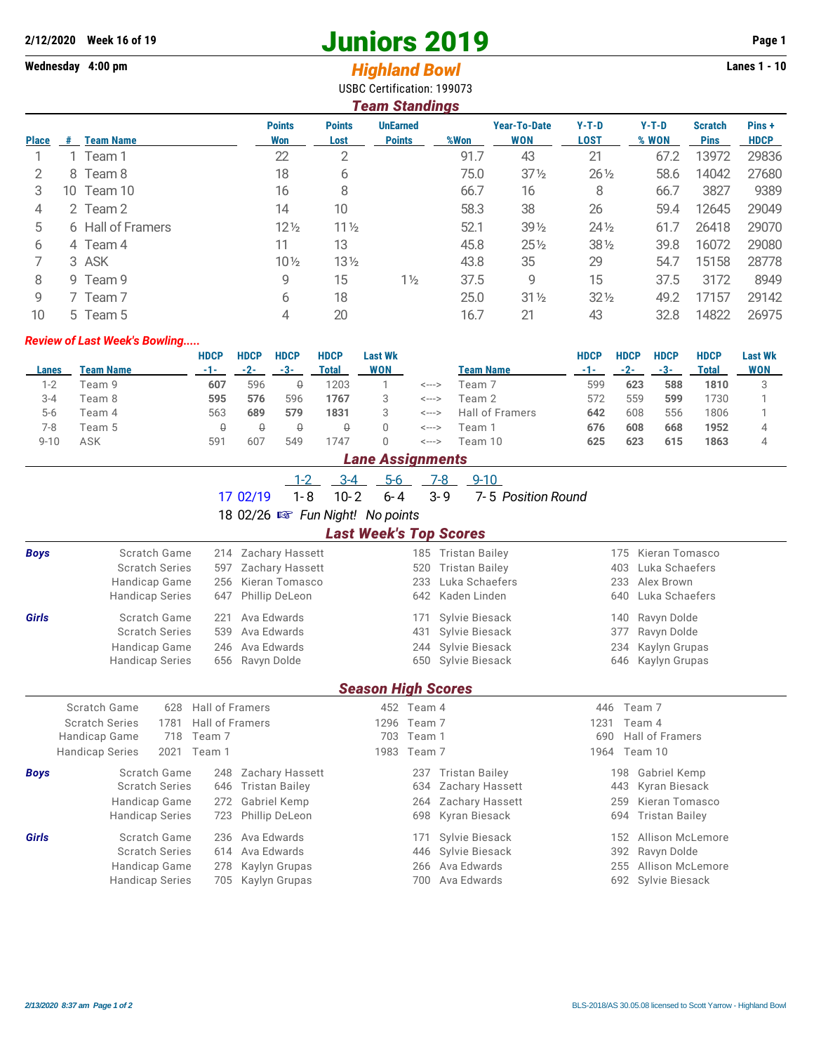2/12/2020 Week 16 of 19

Wednesday 4:00 pm

# Juniors 2019

## *Highland Bowl*

USBC Certification: 199073

Lanes 1 - 10

### *Team Standings*

| Place | # | Team Name | Points Won | Points Lost | UnEarned Points | %Won | Year-To-Date WON | Y-T-D LOST | Y-T-D % WON | Scratch Pins | Pins + HDCP |
|---|---|---|---|---|---|---|---|---|---|---|---|
| 1 | 1 | Team 1 | 22 | 2 | | 91.7 | 43 | 21 | 67.2 | 13972 | 29836 |
| 2 | 8 | Team 8 | 18 | 6 | | 75.0 | 37½ | 26½ | 58.6 | 14042 | 27680 |
| 3 | 10 | Team 10 | 16 | 8 | | 66.7 | 16 | 8 | 66.7 | 3827 | 9389 |
| 4 | 2 | Team 2 | 14 | 10 | | 58.3 | 38 | 26 | 59.4 | 12645 | 29049 |
| 5 | 6 | Hall of Framers | 12½ | 11½ | | 52.1 | 39½ | 24½ | 61.7 | 26418 | 29070 |
| 6 | 4 | Team 4 | 11 | 13 | | 45.8 | 25½ | 38½ | 39.8 | 16072 | 29080 |
| 7 | 3 | ASK | 10½ | 13½ | | 43.8 | 35 | 29 | 54.7 | 15158 | 28778 |
| 8 | 9 | Team 9 | 9 | 15 | 1½ | 37.5 | 9 | 15 | 37.5 | 3172 | 8949 |
| 9 | 7 | Team 7 | 6 | 18 | | 25.0 | 31½ | 32½ | 49.2 | 17157 | 29142 |
| 10 | 5 | Team 5 | 4 | 20 | | 16.7 | 21 | 43 | 32.8 | 14822 | 26975 |

### *Review of Last Week's Bowling.....*

| Lanes | Team Name | HDCP -1- | HDCP -2- | HDCP -3- | HDCP Total | Last Wk WON | | Team Name | HDCP -1- | HDCP -2- | HDCP -3- | HDCP Total | Last Wk WON |
|---|---|---|---|---|---|---|---|---|---|---|---|---|---|
| 1-2 | Team 9 | **607** | 596 | ~~0~~ | 1203 | 1 | <---> | Team 7 | 599 | **623** | **588** | **1810** | 3 |
| 3-4 | Team 8 | **595** | **576** | 596 | **1767** | 3 | <---> | Team 2 | 572 | 559 | **599** | 1730 | 1 |
| 5-6 | Team 4 | 563 | **689** | **579** | **1831** | 3 | <---> | Hall of Framers | **642** | 608 | 556 | 1806 | 1 |
| 7-8 | Team 5 | ~~0~~ | ~~0~~ | ~~0~~ | ~~0~~ | 0 | <---> | Team 1 | **676** | **608** | **668** | **1952** | 4 |
| 9-10 | ASK | 591 | 607 | 549 | 1747 | 0 | <---> | Team 10 | **625** | **623** | **615** | **1863** | 4 |

### *Lane Assignments*

| | 1-2 | 3-4 | 5-6 | 7-8 | 9-10 | |
|---|---|---|---|---|---|---|
| 17 02/19 | 1- 8 | 10- 2 | 6- 4 | 3- 9 | 7- 5 | *Position Round* |

18 02/26 ☞ *Fun Night! No points*

### *Last Week's Top Scores*

| | | | | | | | |
|---|---|---|---|---|---|---|---|
| ***Boys*** | Scratch Game | 214 | Zachary Hassett | 185 | Tristan Bailey | 175 | Kieran Tomasco |
| | Scratch Series | 597 | Zachary Hassett | 520 | Tristan Bailey | 403 | Luka Schaefers |
| | Handicap Game | 256 | Kieran Tomasco | 233 | Luka Schaefers | 233 | Alex Brown |
| | Handicap Series | 647 | Phillip DeLeon | 642 | Kaden Linden | 640 | Luka Schaefers |
| ***Girls*** | Scratch Game | 221 | Ava Edwards | 171 | Sylvie Biesack | 140 | Ravyn Dolde |
| | Scratch Series | 539 | Ava Edwards | 431 | Sylvie Biesack | 377 | Ravyn Dolde |
| | Handicap Game | 246 | Ava Edwards | 244 | Sylvie Biesack | 234 | Kaylyn Grupas |
| | Handicap Series | 656 | Ravyn Dolde | 650 | Sylvie Biesack | 646 | Kaylyn Grupas |

### *Season High Scores*

| | | | | | | | |
|---|---|---|---|---|---|---|---|
| | Scratch Game | 628 | Hall of Framers | 452 | Team 4 | 446 | Team 7 |
| | Scratch Series | 1781 | Hall of Framers | 1296 | Team 7 | 1231 | Team 4 |
| | Handicap Game | 718 | Team 7 | 703 | Team 1 | 690 | Hall of Framers |
| | Handicap Series | 2021 | Team 1 | 1983 | Team 7 | 1964 | Team 10 |
| ***Boys*** | Scratch Game | 248 | Zachary Hassett | 237 | Tristan Bailey | 198 | Gabriel Kemp |
| | Scratch Series | 646 | Tristan Bailey | 634 | Zachary Hassett | 443 | Kyran Biesack |
| | Handicap Game | 272 | Gabriel Kemp | 264 | Zachary Hassett | 259 | Kieran Tomasco |
| | Handicap Series | 723 | Phillip DeLeon | 698 | Kyran Biesack | 694 | Tristan Bailey |
| ***Girls*** | Scratch Game | 236 | Ava Edwards | 171 | Sylvie Biesack | 152 | Allison McLemore |
| | Scratch Series | 614 | Ava Edwards | 446 | Sylvie Biesack | 392 | Ravyn Dolde |
| | Handicap Game | 278 | Kaylyn Grupas | 266 | Ava Edwards | 255 | Allison McLemore |
| | Handicap Series | 705 | Kaylyn Grupas | 700 | Ava Edwards | 692 | Sylvie Biesack |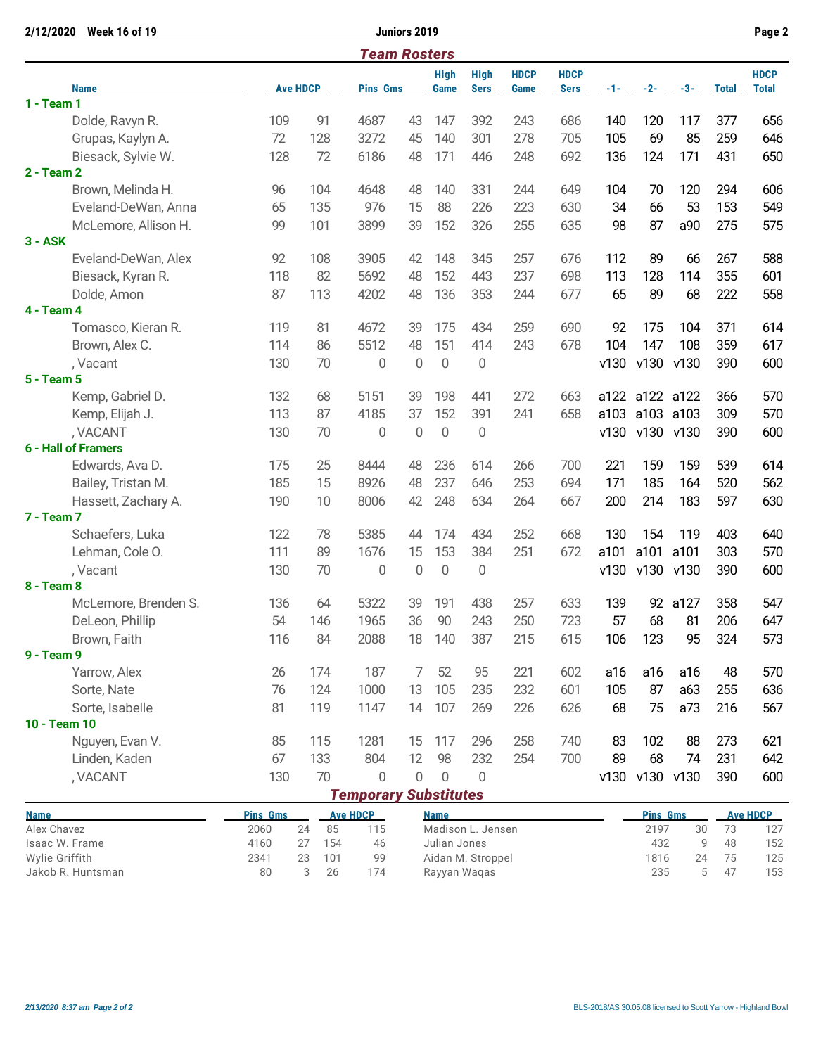2/12/2020 Week 16 of 19 — Juniors 2019

## Team Rosters

| Name | Ave | HDCP | Pins | Gms | High Game | High Sers | HDCP Game | HDCP Sers | -1- | -2- | -3- | Total | HDCP Total |
|---|---|---|---|---|---|---|---|---|---|---|---|---|---|
| **1 - Team 1** | | | | | | | | | | | | | |
| Dolde, Ravyn R. | 109 | 91 | 4687 | 43 | 147 | 392 | 243 | 686 | 140 | 120 | 117 | 377 | 656 |
| Grupas, Kaylyn A. | 72 | 128 | 3272 | 45 | 140 | 301 | 278 | 705 | 105 | 69 | 85 | 259 | 646 |
| Biesack, Sylvie W. | 128 | 72 | 6186 | 48 | 171 | 446 | 248 | 692 | 136 | 124 | 171 | 431 | 650 |
| **2 - Team 2** | | | | | | | | | | | | | |
| Brown, Melinda H. | 96 | 104 | 4648 | 48 | 140 | 331 | 244 | 649 | 104 | 70 | 120 | 294 | 606 |
| Eveland-DeWan, Anna | 65 | 135 | 976 | 15 | 88 | 226 | 223 | 630 | 34 | 66 | 53 | 153 | 549 |
| McLemore, Allison H. | 99 | 101 | 3899 | 39 | 152 | 326 | 255 | 635 | 98 | 87 | a90 | 275 | 575 |
| **3 - ASK** | | | | | | | | | | | | | |
| Eveland-DeWan, Alex | 92 | 108 | 3905 | 42 | 148 | 345 | 257 | 676 | 112 | 89 | 66 | 267 | 588 |
| Biesack, Kyran R. | 118 | 82 | 5692 | 48 | 152 | 443 | 237 | 698 | 113 | 128 | 114 | 355 | 601 |
| Dolde, Amon | 87 | 113 | 4202 | 48 | 136 | 353 | 244 | 677 | 65 | 89 | 68 | 222 | 558 |
| **4 - Team 4** | | | | | | | | | | | | | |
| Tomasco, Kieran R. | 119 | 81 | 4672 | 39 | 175 | 434 | 259 | 690 | 92 | 175 | 104 | 371 | 614 |
| Brown, Alex C. | 114 | 86 | 5512 | 48 | 151 | 414 | 243 | 678 | 104 | 147 | 108 | 359 | 617 |
| , Vacant | 130 | 70 | 0 | 0 | 0 | 0 | | | v130 | v130 | v130 | 390 | 600 |
| **5 - Team 5** | | | | | | | | | | | | | |
| Kemp, Gabriel D. | 132 | 68 | 5151 | 39 | 198 | 441 | 272 | 663 | a122 | a122 | a122 | 366 | 570 |
| Kemp, Elijah J. | 113 | 87 | 4185 | 37 | 152 | 391 | 241 | 658 | a103 | a103 | a103 | 309 | 570 |
| , VACANT | 130 | 70 | 0 | 0 | 0 | 0 | | | v130 | v130 | v130 | 390 | 600 |
| **6 - Hall of Framers** | | | | | | | | | | | | | |
| Edwards, Ava D. | 175 | 25 | 8444 | 48 | 236 | 614 | 266 | 700 | 221 | 159 | 159 | 539 | 614 |
| Bailey, Tristan M. | 185 | 15 | 8926 | 48 | 237 | 646 | 253 | 694 | 171 | 185 | 164 | 520 | 562 |
| Hassett, Zachary A. | 190 | 10 | 8006 | 42 | 248 | 634 | 264 | 667 | 200 | 214 | 183 | 597 | 630 |
| **7 - Team 7** | | | | | | | | | | | | | |
| Schaefers, Luka | 122 | 78 | 5385 | 44 | 174 | 434 | 252 | 668 | 130 | 154 | 119 | 403 | 640 |
| Lehman, Cole O. | 111 | 89 | 1676 | 15 | 153 | 384 | 251 | 672 | a101 | a101 | a101 | 303 | 570 |
| , Vacant | 130 | 70 | 0 | 0 | 0 | 0 | | | v130 | v130 | v130 | 390 | 600 |
| **8 - Team 8** | | | | | | | | | | | | | |
| McLemore, Brenden S. | 136 | 64 | 5322 | 39 | 191 | 438 | 257 | 633 | 139 | 92 | a127 | 358 | 547 |
| DeLeon, Phillip | 54 | 146 | 1965 | 36 | 90 | 243 | 250 | 723 | 57 | 68 | 81 | 206 | 647 |
| Brown, Faith | 116 | 84 | 2088 | 18 | 140 | 387 | 215 | 615 | 106 | 123 | 95 | 324 | 573 |
| **9 - Team 9** | | | | | | | | | | | | | |
| Yarrow, Alex | 26 | 174 | 187 | 7 | 52 | 95 | 221 | 602 | a16 | a16 | a16 | 48 | 570 |
| Sorte, Nate | 76 | 124 | 1000 | 13 | 105 | 235 | 232 | 601 | 105 | 87 | a63 | 255 | 636 |
| Sorte, Isabelle | 81 | 119 | 1147 | 14 | 107 | 269 | 226 | 626 | 68 | 75 | a73 | 216 | 567 |
| **10 - Team 10** | | | | | | | | | | | | | |
| Nguyen, Evan V. | 85 | 115 | 1281 | 15 | 117 | 296 | 258 | 740 | 83 | 102 | 88 | 273 | 621 |
| Linden, Kaden | 67 | 133 | 804 | 12 | 98 | 232 | 254 | 700 | 89 | 68 | 74 | 231 | 642 |
| , VACANT | 130 | 70 | 0 | 0 | 0 | 0 | | | v130 | v130 | v130 | 390 | 600 |

## Temporary Substitutes

| Name | Pins | Gms | Ave | HDCP |
|---|---|---|---|---|
| Alex Chavez | 2060 | 24 | 85 | 115 |
| Isaac W. Frame | 4160 | 27 | 154 | 46 |
| Wylie Griffith | 2341 | 23 | 101 | 99 |
| Jakob R. Huntsman | 80 | 3 | 26 | 174 |
| Madison L. Jensen | 2197 | 30 | 73 | 127 |
| Julian Jones | 432 | 9 | 48 | 152 |
| Aidan M. Stroppel | 1816 | 24 | 75 | 125 |
| Rayyan Waqas | 235 | 5 | 47 | 153 |

BLS-2018/AS 30.05.08 licensed to Scott Yarrow - Highland Bowl